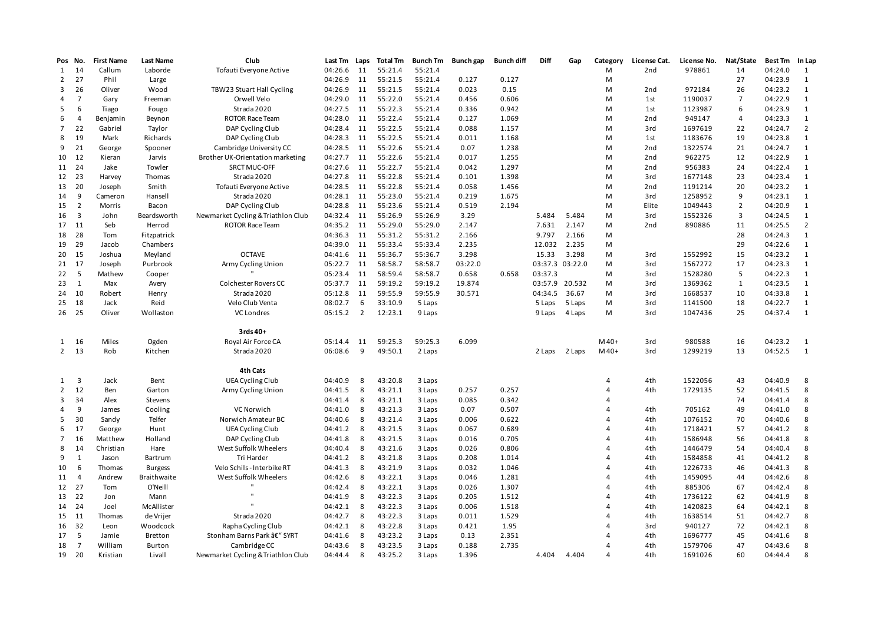| Pos | No. | First Name | Last Name | Club | Last Tm | Laps | Total Tm | Bunch Tm | Bunch gap | Bunch diff | Diff | Gap | Category | License Cat. | License No. | Nat/State | Best Tm | In Lap |
|---|---|---|---|---|---|---|---|---|---|---|---|---|---|---|---|---|---|---|
| 1 | 14 | Callum | Laborde | Tofauti Everyone Active | 04:26.6 | 11 | 55:21.4 | 55:21.4 | | | | | M | 2nd | 978861 | 14 | 04:24.0 | 1 |
| 2 | 27 | Phil | Large | | 04:26.9 | 11 | 55:21.5 | 55:21.4 | 0.127 | 0.127 | | | M | | | 27 | 04:23.9 | 1 |
| 3 | 26 | Oliver | Wood | TBW23 Stuart Hall Cycling | 04:26.9 | 11 | 55:21.5 | 55:21.4 | 0.023 | 0.15 | | | M | 2nd | 972184 | 26 | 04:23.2 | 1 |
| 4 | 7 | Gary | Freeman | Orwell Velo | 04:29.0 | 11 | 55:22.0 | 55:21.4 | 0.456 | 0.606 | | | M | 1st | 1190037 | 7 | 04:22.9 | 1 |
| 5 | 6 | Tiago | Fougo | Strada 2020 | 04:27.5 | 11 | 55:22.3 | 55:21.4 | 0.336 | 0.942 | | | M | 1st | 1123987 | 6 | 04:23.9 | 1 |
| 6 | 4 | Benjamin | Beynon | ROTOR Race Team | 04:28.0 | 11 | 55:22.4 | 55:21.4 | 0.127 | 1.069 | | | M | 2nd | 949147 | 4 | 04:23.3 | 1 |
| 7 | 22 | Gabriel | Taylor | DAP Cycling Club | 04:28.4 | 11 | 55:22.5 | 55:21.4 | 0.088 | 1.157 | | | M | 3rd | 1697619 | 22 | 04:24.7 | 2 |
| 8 | 19 | Mark | Richards | DAP Cycling Club | 04:28.3 | 11 | 55:22.5 | 55:21.4 | 0.011 | 1.168 | | | M | 1st | 1183676 | 19 | 04:23.8 | 1 |
| 9 | 21 | George | Spooner | Cambridge University CC | 04:28.5 | 11 | 55:22.6 | 55:21.4 | 0.07 | 1.238 | | | M | 2nd | 1322574 | 21 | 04:24.7 | 1 |
| 10 | 12 | Kieran | Jarvis | Brother UK-Orientation marketing | 04:27.7 | 11 | 55:22.6 | 55:21.4 | 0.017 | 1.255 | | | M | 2nd | 962275 | 12 | 04:22.9 | 1 |
| 11 | 24 | Jake | Towler | SRCT MUC-OFF | 04:27.6 | 11 | 55:22.7 | 55:21.4 | 0.042 | 1.297 | | | M | 2nd | 956383 | 24 | 04:22.4 | 1 |
| 12 | 23 | Harvey | Thomas | Strada 2020 | 04:27.8 | 11 | 55:22.8 | 55:21.4 | 0.101 | 1.398 | | | M | 3rd | 1677148 | 23 | 04:23.4 | 1 |
| 13 | 20 | Joseph | Smith | Tofauti Everyone Active | 04:28.5 | 11 | 55:22.8 | 55:21.4 | 0.058 | 1.456 | | | M | 2nd | 1191214 | 20 | 04:23.2 | 1 |
| 14 | 9 | Cameron | Hansell | Strada 2020 | 04:28.1 | 11 | 55:23.0 | 55:21.4 | 0.219 | 1.675 | | | M | 3rd | 1258952 | 9 | 04:23.1 | 1 |
| 15 | 2 | Morris | Bacon | DAP Cycling Club | 04:28.8 | 11 | 55:23.6 | 55:21.4 | 0.519 | 2.194 | | | M | Elite | 1049443 | 2 | 04:20.9 | 1 |
| 16 | 3 | John | Beardsworth | Newmarket Cycling & Triathlon Club | 04:32.4 | 11 | 55:26.9 | 55:26.9 | 3.29 | | 5.484 | 5.484 | M | 3rd | 1552326 | 3 | 04:24.5 | 1 |
| 17 | 11 | Seb | Herrod | ROTOR Race Team | 04:35.2 | 11 | 55:29.0 | 55:29.0 | 2.147 | | 7.631 | 2.147 | M | 2nd | 890886 | 11 | 04:25.5 | 2 |
| 18 | 28 | Tom | Fitzpatrick | | 04:36.3 | 11 | 55:31.2 | 55:31.2 | 2.166 | | 9.797 | 2.166 | M | | | 28 | 04:24.3 | 1 |
| 19 | 29 | Jacob | Chambers | | 04:39.0 | 11 | 55:33.4 | 55:33.4 | 2.235 | | 12.032 | 2.235 | M | | | 29 | 04:22.6 | 1 |
| 20 | 15 | Joshua | Meyland | OCTAVE | 04:41.6 | 11 | 55:36.7 | 55:36.7 | 3.298 | | 15.33 | 3.298 | M | 3rd | 1552992 | 15 | 04:23.2 | 1 |
| 21 | 17 | Joseph | Purbrook | Army Cycling Union | 05:22.7 | 11 | 58:58.7 | 58:58.7 | 03:22.0 | | 03:37.3 | 03:22.0 | M | 3rd | 1567272 | 17 | 04:23.3 | 1 |
| 22 | 5 | Mathew | Cooper | " | 05:23.4 | 11 | 58:59.4 | 58:58.7 | 0.658 | 0.658 | 03:37.3 | | M | 3rd | 1528280 | 5 | 04:22.3 | 1 |
| 23 | 1 | Max | Avery | Colchester Rovers CC | 05:37.7 | 11 | 59:19.2 | 59:19.2 | 19.874 | | 03:57.9 | 20.532 | M | 3rd | 1369362 | 1 | 04:23.5 | 1 |
| 24 | 10 | Robert | Henry | Strada 2020 | 05:12.8 | 11 | 59:55.9 | 59:55.9 | 30.571 | | 04:34.5 | 36.67 | M | 3rd | 1668537 | 10 | 04:33.8 | 1 |
| 25 | 18 | Jack | Reid | Velo Club Venta | 08:02.7 | 6 | 33:10.9 | 5 Laps | | | 5 Laps | 5 Laps | M | 3rd | 1141500 | 18 | 04:22.7 | 1 |
| 26 | 25 | Oliver | Wollaston | VC Londres | 05:15.2 | 2 | 12:23.1 | 9 Laps | | | 9 Laps | 4 Laps | M | 3rd | 1047436 | 25 | 04:37.4 | 1 |
| | | | | **3rds 40+** | | | | | | | | | | | | | | |
| 1 | 16 | Miles | Ogden | Royal Air Force CA | 05:14.4 | 11 | 59:25.3 | 59:25.3 | 6.099 | | | | M40+ | 3rd | 980588 | 16 | 04:23.2 | 1 |
| 2 | 13 | Rob | Kitchen | Strada 2020 | 06:08.6 | 9 | 49:50.1 | 2 Laps | | | 2 Laps | 2 Laps | M40+ | 3rd | 1299219 | 13 | 04:52.5 | 1 |
| | | | | **4th Cats** | | | | | | | | | | | | | | |
| 1 | 3 | Jack | Bent | UEA Cycling Club | 04:40.9 | 8 | 43:20.8 | 3 Laps | | | | | 4 | 4th | 1522056 | 43 | 04:40.9 | 8 |
| 2 | 12 | Ben | Garton | Army Cycling Union | 04:41.5 | 8 | 43:21.1 | 3 Laps | 0.257 | 0.257 | | | 4 | 4th | 1729135 | 52 | 04:41.5 | 8 |
| 3 | 34 | Alex | Stevens | | 04:41.4 | 8 | 43:21.1 | 3 Laps | 0.085 | 0.342 | | | 4 | | | 74 | 04:41.4 | 8 |
| 4 | 9 | James | Cooling | VC Norwich | 04:41.0 | 8 | 43:21.3 | 3 Laps | 0.07 | 0.507 | | | 4 | 4th | 705162 | 49 | 04:41.0 | 8 |
| 5 | 30 | Sandy | Telfer | Norwich Amateur BC | 04:40.6 | 8 | 43:21.4 | 3 Laps | 0.006 | 0.622 | | | 4 | 4th | 1076152 | 70 | 04:40.6 | 8 |
| 6 | 17 | George | Hunt | UEA Cycling Club | 04:41.2 | 8 | 43:21.5 | 3 Laps | 0.067 | 0.689 | | | 4 | 4th | 1718421 | 57 | 04:41.2 | 8 |
| 7 | 16 | Matthew | Holland | DAP Cycling Club | 04:41.8 | 8 | 43:21.5 | 3 Laps | 0.016 | 0.705 | | | 4 | 4th | 1586948 | 56 | 04:41.8 | 8 |
| 8 | 14 | Christian | Hare | West Suffolk Wheelers | 04:40.4 | 8 | 43:21.6 | 3 Laps | 0.026 | 0.806 | | | 4 | 4th | 1446479 | 54 | 04:40.4 | 8 |
| 9 | 1 | Jason | Bartrum | Tri Harder | 04:41.2 | 8 | 43:21.8 | 3 Laps | 0.208 | 1.014 | | | 4 | 4th | 1584858 | 41 | 04:41.2 | 8 |
| 10 | 6 | Thomas | Burgess | Velo Schils - Interbike RT | 04:41.3 | 8 | 43:21.9 | 3 Laps | 0.032 | 1.046 | | | 4 | 4th | 1226733 | 46 | 04:41.3 | 8 |
| 11 | 4 | Andrew | Braithwaite | West Suffolk Wheelers | 04:42.6 | 8 | 43:22.1 | 3 Laps | 0.046 | 1.281 | | | 4 | 4th | 1459095 | 44 | 04:42.6 | 8 |
| 12 | 27 | Tom | O'Neill | " | 04:42.4 | 8 | 43:22.1 | 3 Laps | 0.026 | 1.307 | | | 4 | 4th | 885306 | 67 | 04:42.4 | 8 |
| 13 | 22 | Jon | Mann | " | 04:41.9 | 8 | 43:22.3 | 3 Laps | 0.205 | 1.512 | | | 4 | 4th | 1736122 | 62 | 04:41.9 | 8 |
| 14 | 24 | Joel | McAllister | " | 04:42.1 | 8 | 43:22.3 | 3 Laps | 0.006 | 1.518 | | | 4 | 4th | 1420823 | 64 | 04:42.1 | 8 |
| 15 | 11 | Thomas | de Vrijer | Strada 2020 | 04:42.7 | 8 | 43:22.3 | 3 Laps | 0.011 | 1.529 | | | 4 | 4th | 1638514 | 51 | 04:42.7 | 8 |
| 16 | 32 | Leon | Woodcock | Rapha Cycling Club | 04:42.1 | 8 | 43:22.8 | 3 Laps | 0.421 | 1.95 | | | 4 | 3rd | 940127 | 72 | 04:42.1 | 8 |
| 17 | 5 | Jamie | Bretton | Stonham Barns Park â€" SYRT | 04:41.6 | 8 | 43:23.2 | 3 Laps | 0.13 | 2.351 | | | 4 | 4th | 1696777 | 45 | 04:41.6 | 8 |
| 18 | 7 | William | Burton | Cambridge CC | 04:43.6 | 8 | 43:23.5 | 3 Laps | 0.188 | 2.735 | | | 4 | 4th | 1579706 | 47 | 04:43.6 | 8 |
| 19 | 20 | Kristian | Livall | Newmarket Cycling & Triathlon Club | 04:44.4 | 8 | 43:25.2 | 3 Laps | 1.396 | | 4.404 | 4.404 | 4 | 4th | 1691026 | 60 | 04:44.4 | 8 |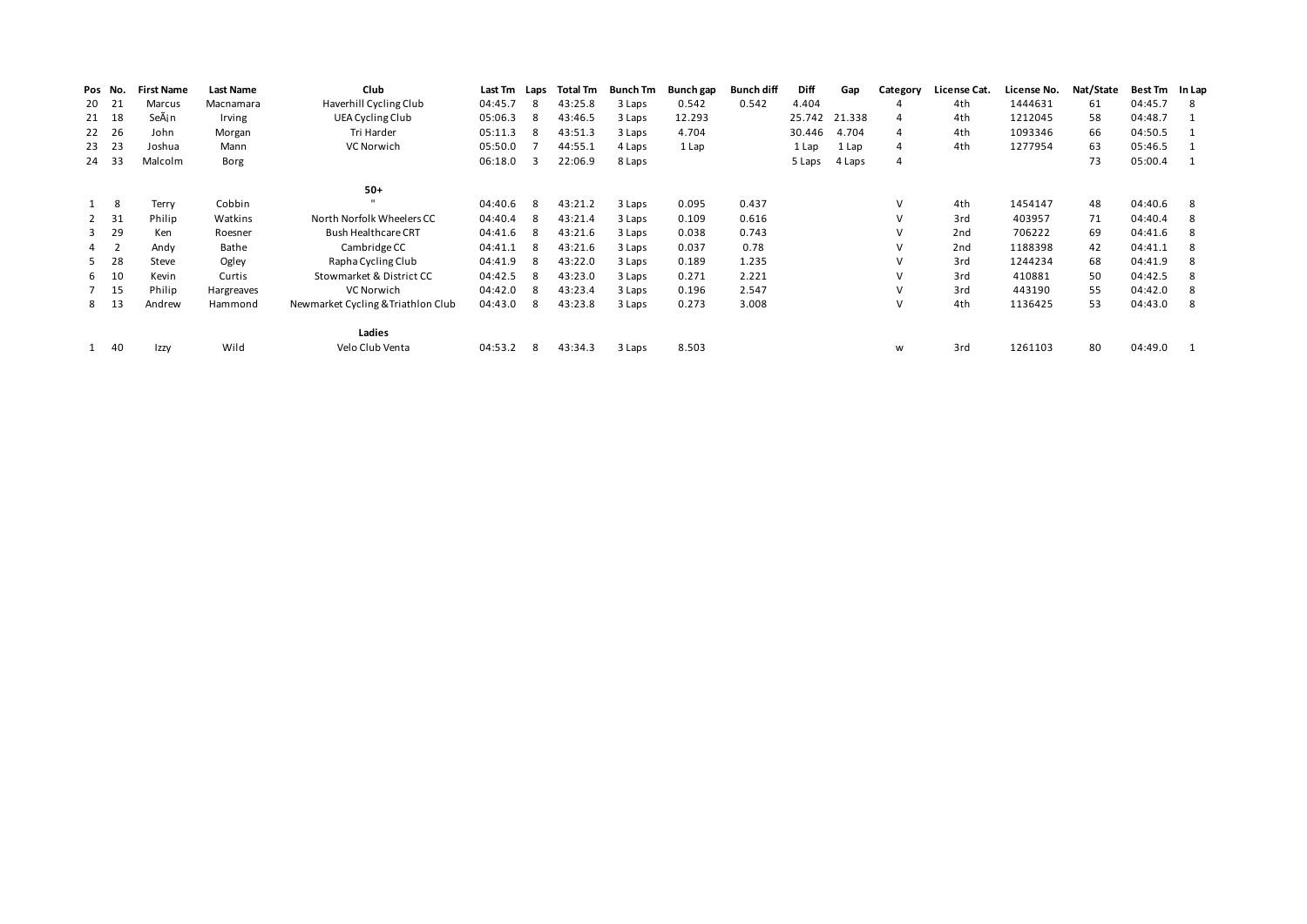| Pos | No. | First Name | Last Name | Club | Last Tm | Laps | Total Tm | Bunch Tm | Bunch gap | Bunch diff | Diff | Gap | Category | License Cat. | License No. | Nat/State | Best Tm | In Lap |
|---|---|---|---|---|---|---|---|---|---|---|---|---|---|---|---|---|---|---|
| 20 | 21 | Marcus | Macnamara | Haverhill Cycling Club | 04:45.7 | 8 | 43:25.8 | 3 Laps | 0.542 | 0.542 | 4.404 | | 4 | 4th | 1444631 | 61 | 04:45.7 | 8 |
| 21 | 18 | SeÃ¡n | Irving | UEA Cycling Club | 05:06.3 | 8 | 43:46.5 | 3 Laps | 12.293 | | 25.742 | 21.338 | 4 | 4th | 1212045 | 58 | 04:48.7 | 1 |
| 22 | 26 | John | Morgan | Tri Harder | 05:11.3 | 8 | 43:51.3 | 3 Laps | 4.704 | | 30.446 | 4.704 | 4 | 4th | 1093346 | 66 | 04:50.5 | 1 |
| 23 | 23 | Joshua | Mann | VC Norwich | 05:50.0 | 7 | 44:55.1 | 4 Laps | 1 Lap | | 1 Lap | 1 Lap | 4 | 4th | 1277954 | 63 | 05:46.5 | 1 |
| 24 | 33 | Malcolm | Borg | | 06:18.0 | 3 | 22:06.9 | 8 Laps | | | 5 Laps | 4 Laps | 4 | | | 73 | 05:00.4 | 1 |
| | | | | **50+** | | | | | | | | | | | | | | |
| 1 | 8 | Terry | Cobbin | " | 04:40.6 | 8 | 43:21.2 | 3 Laps | 0.095 | 0.437 | | | V | 4th | 1454147 | 48 | 04:40.6 | 8 |
| 2 | 31 | Philip | Watkins | North Norfolk Wheelers CC | 04:40.4 | 8 | 43:21.4 | 3 Laps | 0.109 | 0.616 | | | V | 3rd | 403957 | 71 | 04:40.4 | 8 |
| 3 | 29 | Ken | Roesner | Bush Healthcare CRT | 04:41.6 | 8 | 43:21.6 | 3 Laps | 0.038 | 0.743 | | | V | 2nd | 706222 | 69 | 04:41.6 | 8 |
| 4 | 2 | Andy | Bathe | Cambridge CC | 04:41.1 | 8 | 43:21.6 | 3 Laps | 0.037 | 0.78 | | | V | 2nd | 1188398 | 42 | 04:41.1 | 8 |
| 5 | 28 | Steve | Ogley | Rapha Cycling Club | 04:41.9 | 8 | 43:22.0 | 3 Laps | 0.189 | 1.235 | | | V | 3rd | 1244234 | 68 | 04:41.9 | 8 |
| 6 | 10 | Kevin | Curtis | Stowmarket & District CC | 04:42.5 | 8 | 43:23.0 | 3 Laps | 0.271 | 2.221 | | | V | 3rd | 410881 | 50 | 04:42.5 | 8 |
| 7 | 15 | Philip | Hargreaves | VC Norwich | 04:42.0 | 8 | 43:23.4 | 3 Laps | 0.196 | 2.547 | | | V | 3rd | 443190 | 55 | 04:42.0 | 8 |
| 8 | 13 | Andrew | Hammond | Newmarket Cycling & Triathlon Club | 04:43.0 | 8 | 43:23.8 | 3 Laps | 0.273 | 3.008 | | | V | 4th | 1136425 | 53 | 04:43.0 | 8 |
| | | | | **Ladies** | | | | | | | | | | | | | | |
| 1 | 40 | Izzy | Wild | Velo Club Venta | 04:53.2 | 8 | 43:34.3 | 3 Laps | 8.503 | | | | w | 3rd | 1261103 | 80 | 04:49.0 | 1 |